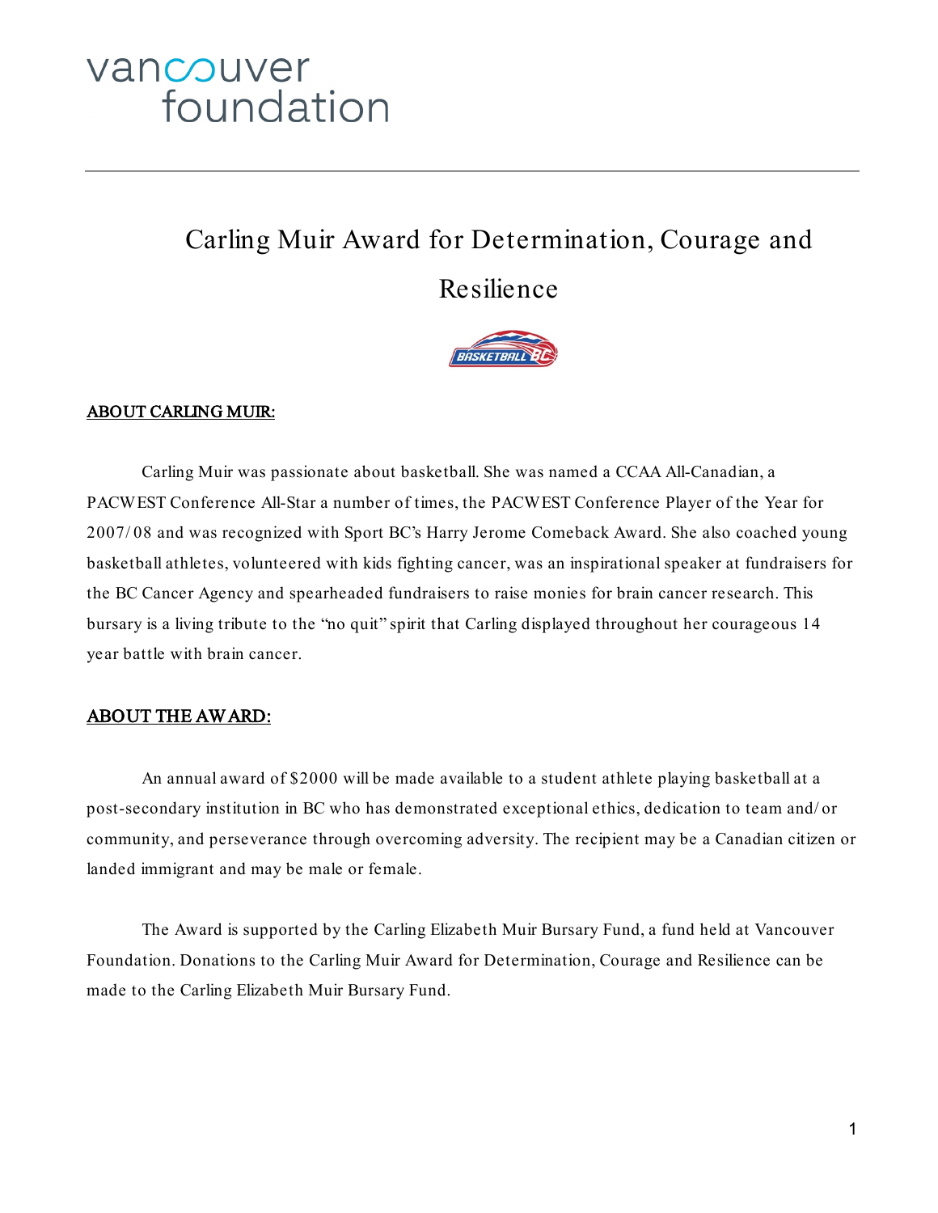vancouver foundation

# Carling Muir Award for Determination, Courage and Resilience

## ABOUT CARLING MUIR:

Carling Muir was passionate about basketball. She was named a CCAA All-Canadian, a PACWEST Conference All-Star a number of times, the PACWEST Conference Player of the Year for 2007/08 and was recognized with Sport BC's Harry Jerome Comeback Award. She also coached young basketball athletes, volunteered with kids fighting cancer, was an inspirational speaker at fundraisers for the BC Cancer Agency and spearheaded fundraisers to raise monies for brain cancer research. This bursary is a living tribute to the "no quit" spirit that Carling displayed throughout her courageous 14 year battle with brain cancer.

## ABOUT THE AWARD:

An annual award of $2000 will be made available to a student athlete playing basketball at a post-secondary institution in BC who has demonstrated exceptional ethics, dedication to team and/or community, and perseverance through overcoming adversity. The recipient may be a Canadian citizen or landed immigrant and may be male or female.

The Award is supported by the Carling Elizabeth Muir Bursary Fund, a fund held at Vancouver Foundation. Donations to the Carling Muir Award for Determination, Courage and Resilience can be made to the Carling Elizabeth Muir Bursary Fund.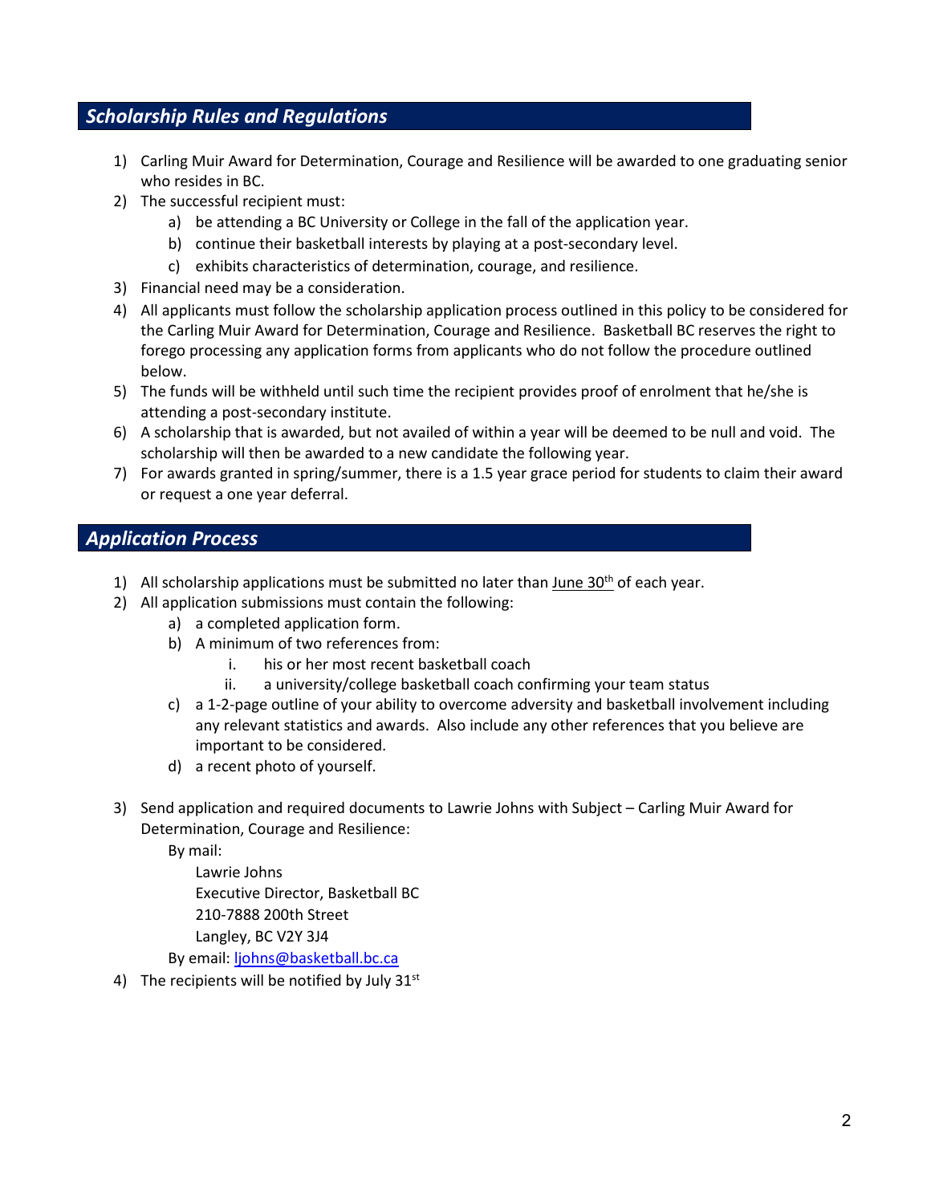## *Scholarship Rules and Regulations*

1) Carling Muir Award for Determination, Courage and Resilience will be awarded to one graduating senior who resides in BC.
2) The successful recipient must:
   a) be attending a BC University or College in the fall of the application year.
   b) continue their basketball interests by playing at a post-secondary level.
   c) exhibits characteristics of determination, courage, and resilience.
3) Financial need may be a consideration.
4) All applicants must follow the scholarship application process outlined in this policy to be considered for the Carling Muir Award for Determination, Courage and Resilience. Basketball BC reserves the right to forego processing any application forms from applicants who do not follow the procedure outlined below.
5) The funds will be withheld until such time the recipient provides proof of enrolment that he/she is attending a post-secondary institute.
6) A scholarship that is awarded, but not availed of within a year will be deemed to be null and void. The scholarship will then be awarded to a new candidate the following year.
7) For awards granted in spring/summer, there is a 1.5 year grace period for students to claim their award or request a one year deferral.

## *Application Process*

1) All scholarship applications must be submitted no later than June 30th of each year.
2) All application submissions must contain the following:
   a) a completed application form.
   b) A minimum of two references from:
      i. his or her most recent basketball coach
      ii. a university/college basketball coach confirming your team status
   c) a 1-2-page outline of your ability to overcome adversity and basketball involvement including any relevant statistics and awards. Also include any other references that you believe are important to be considered.
   d) a recent photo of yourself.

3) Send application and required documents to Lawrie Johns with Subject – Carling Muir Award for Determination, Courage and Resilience:

   By mail:

   Lawrie Johns
   Executive Director, Basketball BC
   210-7888 200th Street
   Langley, BC V2Y 3J4

   By email: ljohns@basketball.bc.ca
4) The recipients will be notified by July 31st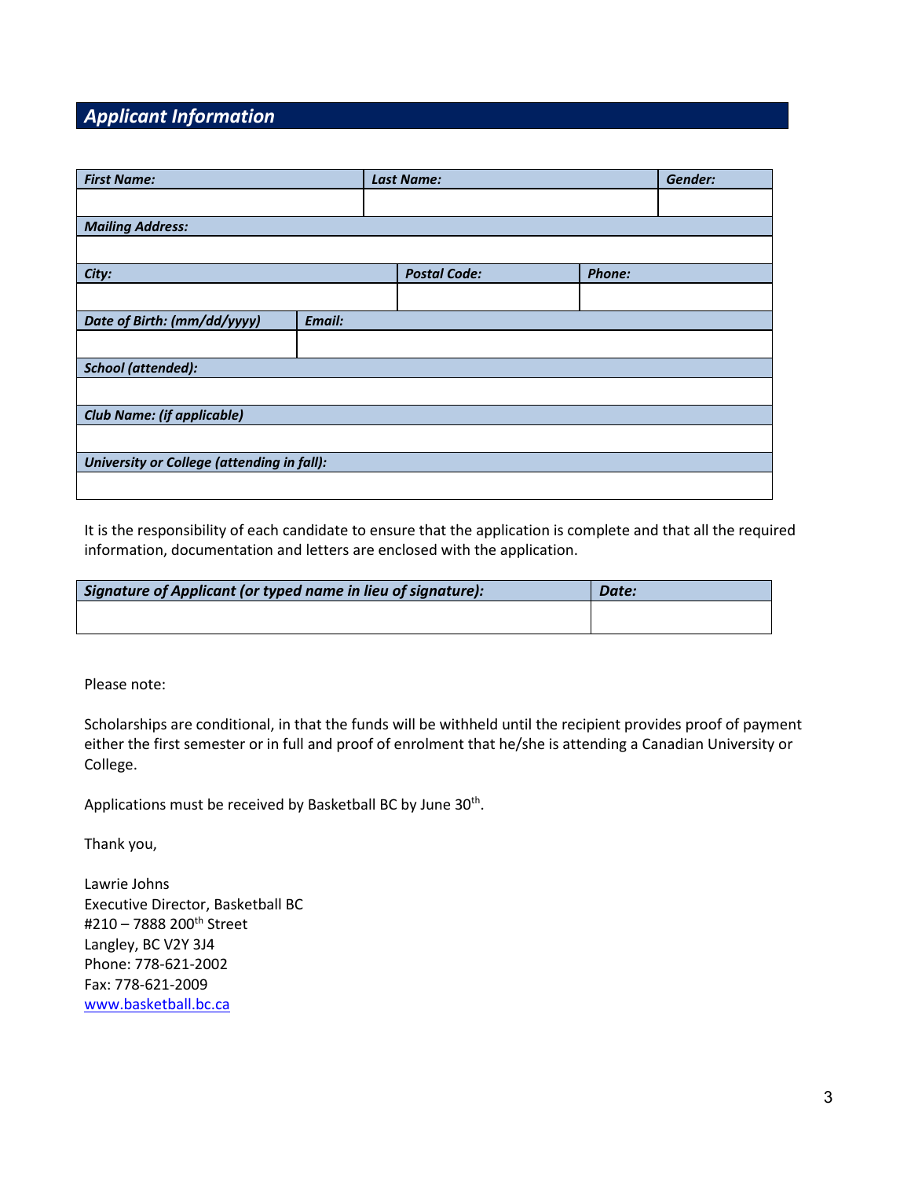## *Applicant Information*

| **First Name:** | **Last Name:** | **Gender:** |
|---|---|---|
| | | |

| **Mailing Address:** |
|---|
| |

| **City:** | **Postal Code:** | **Phone:** |
|---|---|---|
| | | |

| **Date of Birth: (mm/dd/yyyy)** | **Email:** |
|---|---|
| | |

| **School (attended):** |
|---|
| |

| **Club Name: (if applicable)** |
|---|
| |

| **University or College (attending in fall):** |
|---|
| |

It is the responsibility of each candidate to ensure that the application is complete and that all the required information, documentation and letters are enclosed with the application.

| ***Signature of Applicant (or typed name in lieu of signature):*** | ***Date:*** |
|---|---|
| | |

Please note:

Scholarships are conditional, in that the funds will be withheld until the recipient provides proof of payment either the first semester or in full and proof of enrolment that he/she is attending a Canadian University or College.

Applications must be received by Basketball BC by June 30th.

Thank you,

Lawrie Johns
Executive Director, Basketball BC
#210 – 7888 200th Street
Langley, BC V2Y 3J4
Phone: 778-621-2002
Fax: 778-621-2009
www.basketball.bc.ca